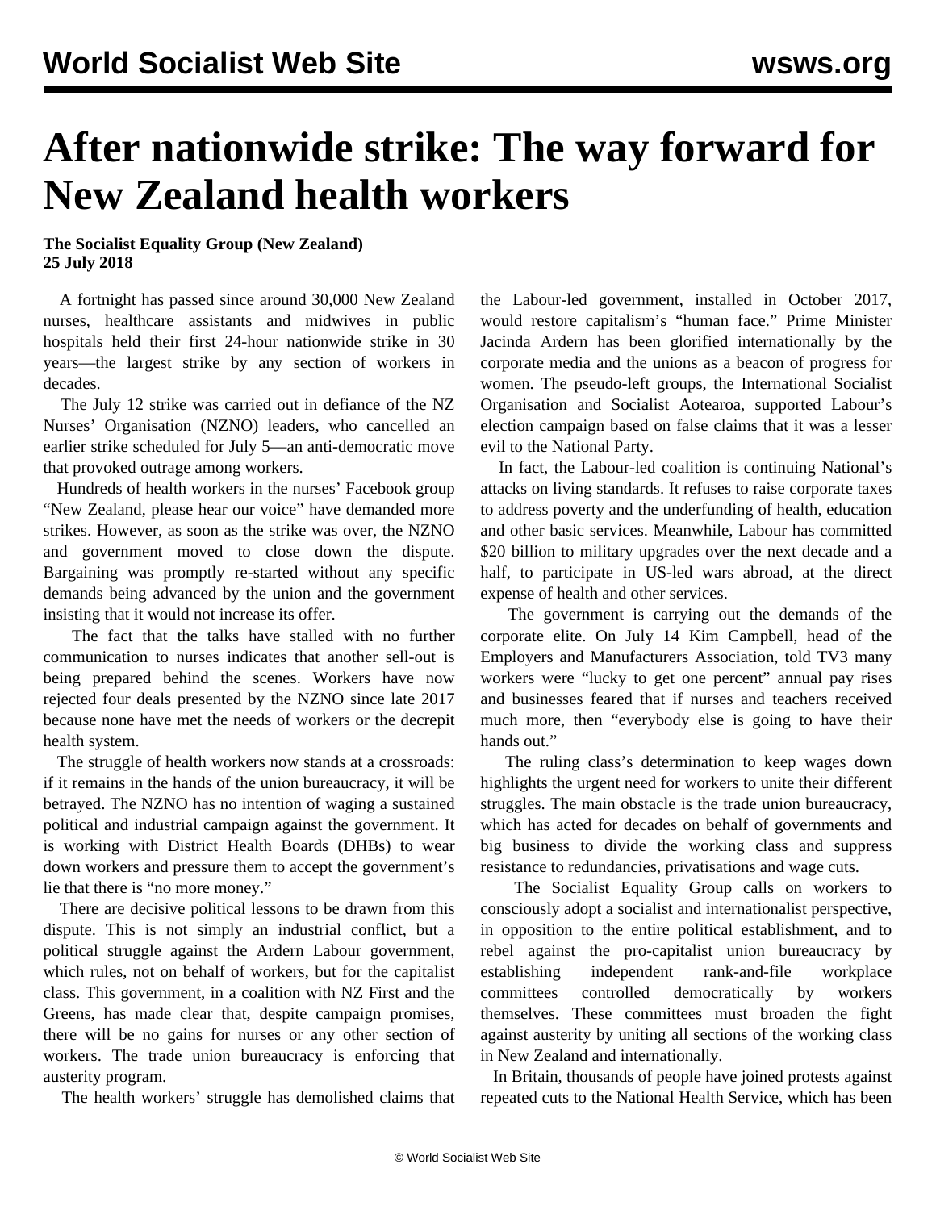# After nationwide strike: The way forward for New Zealand health workers

**The Socialist Equality Group (New Zealand)**
**25 July 2018**

A fortnight has passed since around 30,000 New Zealand nurses, healthcare assistants and midwives in public hospitals held their first 24-hour nationwide strike in 30 years—the largest strike by any section of workers in decades.

The July 12 strike was carried out in defiance of the NZ Nurses' Organisation (NZNO) leaders, who cancelled an earlier strike scheduled for July 5—an anti-democratic move that provoked outrage among workers.

Hundreds of health workers in the nurses' Facebook group "New Zealand, please hear our voice" have demanded more strikes. However, as soon as the strike was over, the NZNO and government moved to close down the dispute. Bargaining was promptly re-started without any specific demands being advanced by the union and the government insisting that it would not increase its offer.

The fact that the talks have stalled with no further communication to nurses indicates that another sell-out is being prepared behind the scenes. Workers have now rejected four deals presented by the NZNO since late 2017 because none have met the needs of workers or the decrepit health system.

The struggle of health workers now stands at a crossroads: if it remains in the hands of the union bureaucracy, it will be betrayed. The NZNO has no intention of waging a sustained political and industrial campaign against the government. It is working with District Health Boards (DHBs) to wear down workers and pressure them to accept the government's lie that there is "no more money."

There are decisive political lessons to be drawn from this dispute. This is not simply an industrial conflict, but a political struggle against the Ardern Labour government, which rules, not on behalf of workers, but for the capitalist class. This government, in a coalition with NZ First and the Greens, has made clear that, despite campaign promises, there will be no gains for nurses or any other section of workers. The trade union bureaucracy is enforcing that austerity program.

The health workers' struggle has demolished claims that the Labour-led government, installed in October 2017, would restore capitalism's "human face." Prime Minister Jacinda Ardern has been glorified internationally by the corporate media and the unions as a beacon of progress for women. The pseudo-left groups, the International Socialist Organisation and Socialist Aotearoa, supported Labour's election campaign based on false claims that it was a lesser evil to the National Party.

In fact, the Labour-led coalition is continuing National's attacks on living standards. It refuses to raise corporate taxes to address poverty and the underfunding of health, education and other basic services. Meanwhile, Labour has committed $20 billion to military upgrades over the next decade and a half, to participate in US-led wars abroad, at the direct expense of health and other services.

The government is carrying out the demands of the corporate elite. On July 14 Kim Campbell, head of the Employers and Manufacturers Association, told TV3 many workers were "lucky to get one percent" annual pay rises and businesses feared that if nurses and teachers received much more, then "everybody else is going to have their hands out."

The ruling class's determination to keep wages down highlights the urgent need for workers to unite their different struggles. The main obstacle is the trade union bureaucracy, which has acted for decades on behalf of governments and big business to divide the working class and suppress resistance to redundancies, privatisations and wage cuts.

The Socialist Equality Group calls on workers to consciously adopt a socialist and internationalist perspective, in opposition to the entire political establishment, and to rebel against the pro-capitalist union bureaucracy by establishing independent rank-and-file workplace committees controlled democratically by workers themselves. These committees must broaden the fight against austerity by uniting all sections of the working class in New Zealand and internationally.

In Britain, thousands of people have joined protests against repeated cuts to the National Health Service, which has been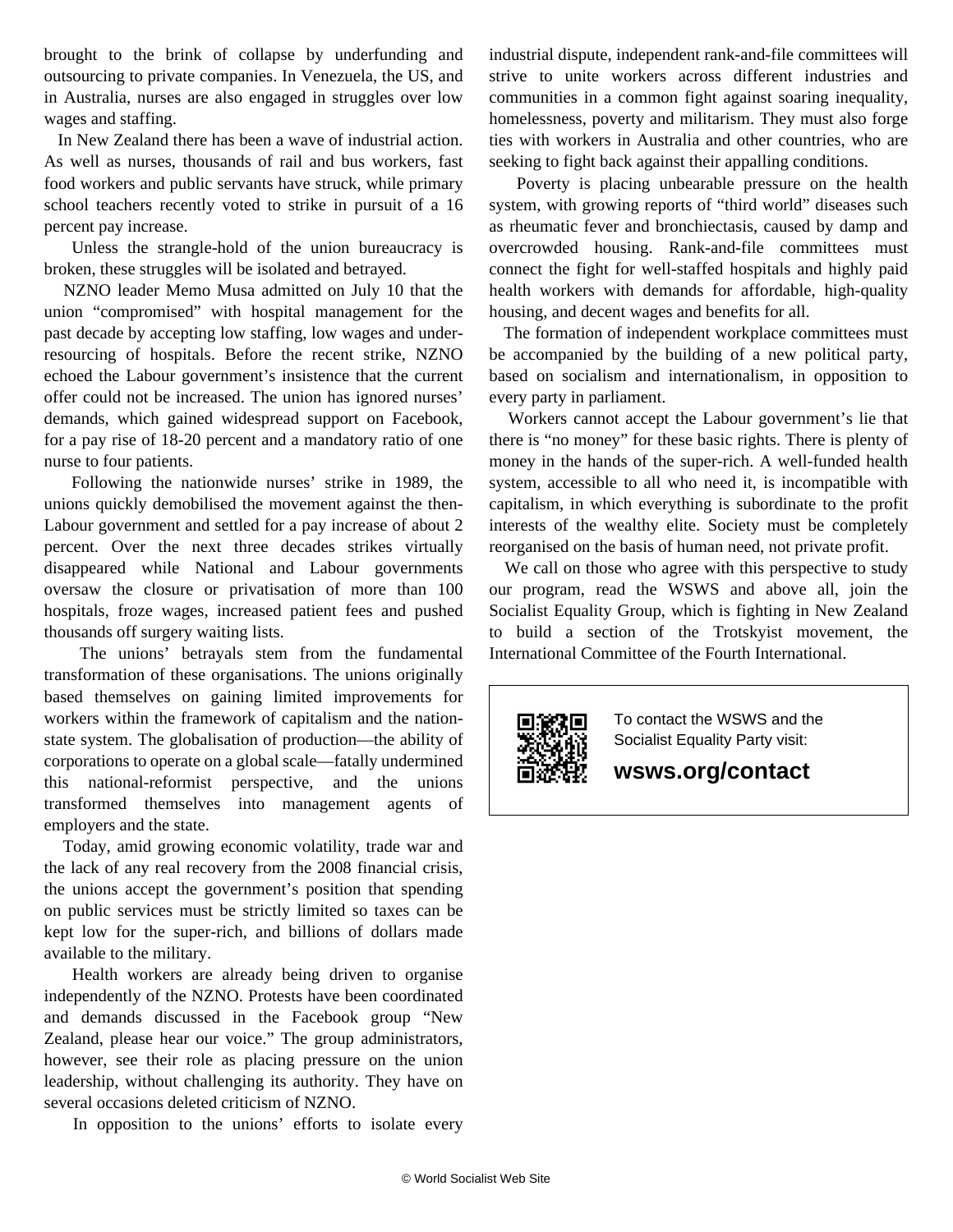brought to the brink of collapse by underfunding and outsourcing to private companies. In Venezuela, the US, and in Australia, nurses are also engaged in struggles over low wages and staffing.

In New Zealand there has been a wave of industrial action. As well as nurses, thousands of rail and bus workers, fast food workers and public servants have struck, while primary school teachers recently voted to strike in pursuit of a 16 percent pay increase.

Unless the strangle-hold of the union bureaucracy is broken, these struggles will be isolated and betrayed.

NZNO leader Memo Musa admitted on July 10 that the union "compromised" with hospital management for the past decade by accepting low staffing, low wages and under-resourcing of hospitals. Before the recent strike, NZNO echoed the Labour government's insistence that the current offer could not be increased. The union has ignored nurses' demands, which gained widespread support on Facebook, for a pay rise of 18-20 percent and a mandatory ratio of one nurse to four patients.

Following the nationwide nurses' strike in 1989, the unions quickly demobilised the movement against the then-Labour government and settled for a pay increase of about 2 percent. Over the next three decades strikes virtually disappeared while National and Labour governments oversaw the closure or privatisation of more than 100 hospitals, froze wages, increased patient fees and pushed thousands off surgery waiting lists.

The unions' betrayals stem from the fundamental transformation of these organisations. The unions originally based themselves on gaining limited improvements for workers within the framework of capitalism and the nation-state system. The globalisation of production—the ability of corporations to operate on a global scale—fatally undermined this national-reformist perspective, and the unions transformed themselves into management agents of employers and the state.

Today, amid growing economic volatility, trade war and the lack of any real recovery from the 2008 financial crisis, the unions accept the government's position that spending on public services must be strictly limited so taxes can be kept low for the super-rich, and billions of dollars made available to the military.

Health workers are already being driven to organise independently of the NZNO. Protests have been coordinated and demands discussed in the Facebook group "New Zealand, please hear our voice." The group administrators, however, see their role as placing pressure on the union leadership, without challenging its authority. They have on several occasions deleted criticism of NZNO.

In opposition to the unions' efforts to isolate every industrial dispute, independent rank-and-file committees will strive to unite workers across different industries and communities in a common fight against soaring inequality, homelessness, poverty and militarism. They must also forge ties with workers in Australia and other countries, who are seeking to fight back against their appalling conditions.

Poverty is placing unbearable pressure on the health system, with growing reports of "third world" diseases such as rheumatic fever and bronchiectasis, caused by damp and overcrowded housing. Rank-and-file committees must connect the fight for well-staffed hospitals and highly paid health workers with demands for affordable, high-quality housing, and decent wages and benefits for all.

The formation of independent workplace committees must be accompanied by the building of a new political party, based on socialism and internationalism, in opposition to every party in parliament.

Workers cannot accept the Labour government's lie that there is "no money" for these basic rights. There is plenty of money in the hands of the super-rich. A well-funded health system, accessible to all who need it, is incompatible with capitalism, in which everything is subordinate to the profit interests of the wealthy elite. Society must be completely reorganised on the basis of human need, not private profit.

We call on those who agree with this perspective to study our program, read the WSWS and above all, join the Socialist Equality Group, which is fighting in New Zealand to build a section of the Trotskyist movement, the International Committee of the Fourth International.

To contact the WSWS and the Socialist Equality Party visit:

**wsws.org/contact**